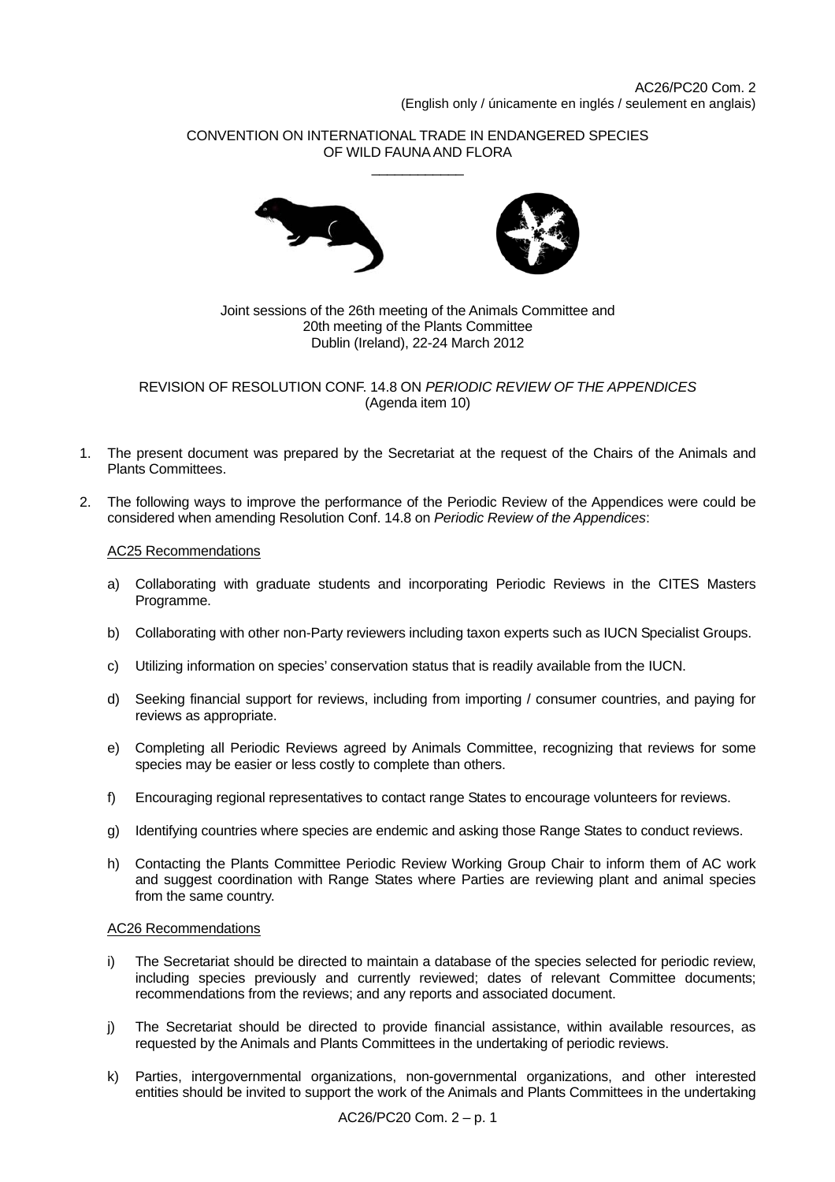AC26/PC20 Com. 2
(English only / únicamente en inglés / seulement en anglais)

CONVENTION ON INTERNATIONAL TRADE IN ENDANGERED SPECIES OF WILD FAUNA AND FLORA

\_\_\_\_\_\_\_\_\_\_\_\_\_\_\_\_\_\_\_\_

Joint sessions of the 26th meeting of the Animals Committee and
20th meeting of the Plants Committee
Dublin (Ireland), 22-24 March 2012

REVISION OF RESOLUTION CONF. 14.8 ON *PERIODIC REVIEW OF THE APPENDICES*
(Agenda item 10)

1. The present document was prepared by the Secretariat at the request of the Chairs of the Animals and Plants Committees.

2. The following ways to improve the performance of the Periodic Review of the Appendices were could be considered when amending Resolution Conf. 14.8 on *Periodic Review of the Appendices*:

   AC25 Recommendations

   a) Collaborating with graduate students and incorporating Periodic Reviews in the CITES Masters Programme.

   b) Collaborating with other non-Party reviewers including taxon experts such as IUCN Specialist Groups.

   c) Utilizing information on species' conservation status that is readily available from the IUCN.

   d) Seeking financial support for reviews, including from importing / consumer countries, and paying for reviews as appropriate.

   e) Completing all Periodic Reviews agreed by Animals Committee, recognizing that reviews for some species may be easier or less costly to complete than others.

   f) Encouraging regional representatives to contact range States to encourage volunteers for reviews.

   g) Identifying countries where species are endemic and asking those Range States to conduct reviews.

   h) Contacting the Plants Committee Periodic Review Working Group Chair to inform them of AC work and suggest coordination with Range States where Parties are reviewing plant and animal species from the same country.

   AC26 Recommendations

   i) The Secretariat should be directed to maintain a database of the species selected for periodic review, including species previously and currently reviewed; dates of relevant Committee documents; recommendations from the reviews; and any reports and associated document.

   j) The Secretariat should be directed to provide financial assistance, within available resources, as requested by the Animals and Plants Committees in the undertaking of periodic reviews.

   k) Parties, intergovernmental organizations, non-governmental organizations, and other interested entities should be invited to support the work of the Animals and Plants Committees in the undertaking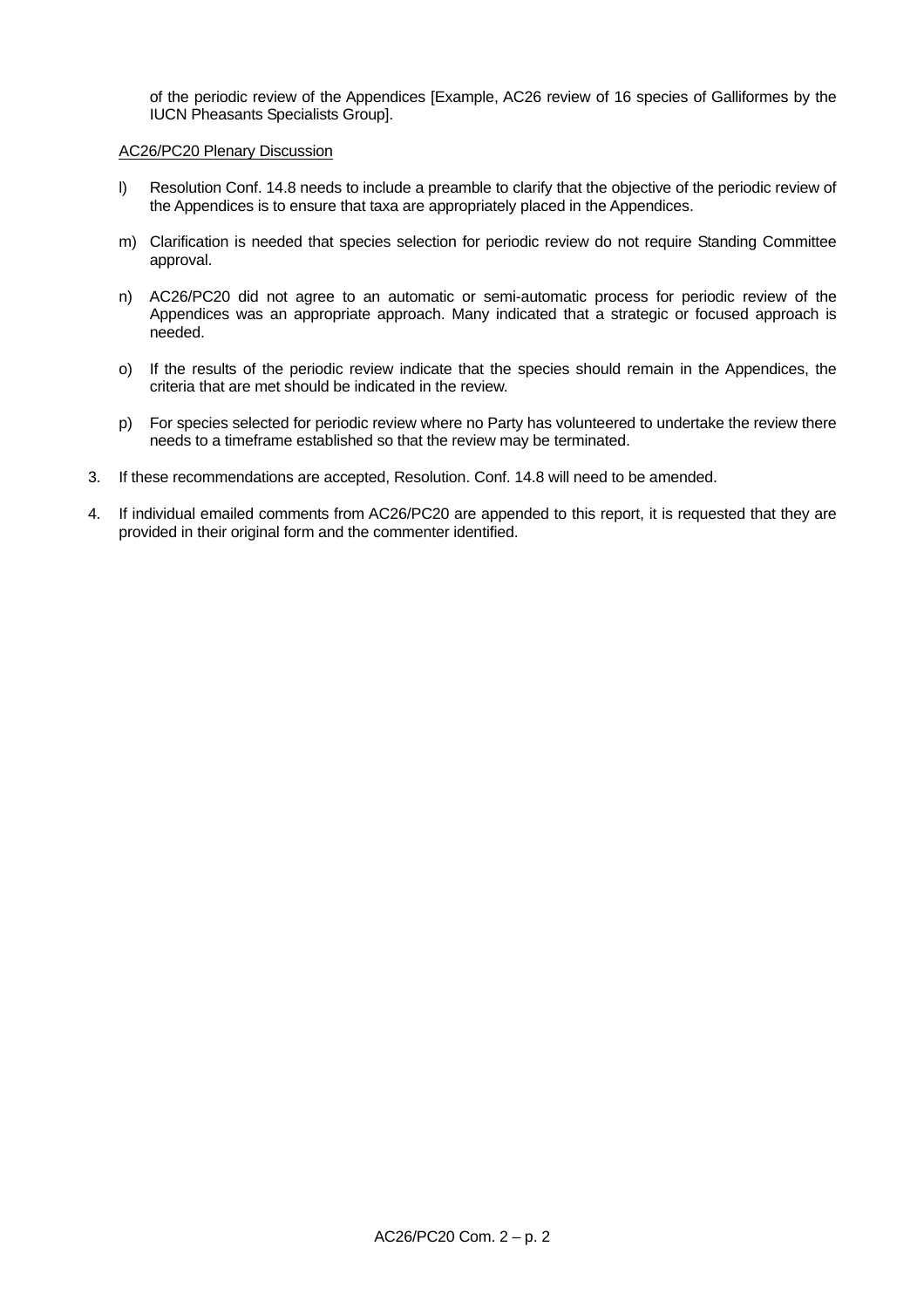of the periodic review of the Appendices [Example, AC26 review of 16 species of Galliformes by the IUCN Pheasants Specialists Group].

AC26/PC20 Plenary Discussion

l) Resolution Conf. 14.8 needs to include a preamble to clarify that the objective of the periodic review of the Appendices is to ensure that taxa are appropriately placed in the Appendices.

m) Clarification is needed that species selection for periodic review do not require Standing Committee approval.

n) AC26/PC20 did not agree to an automatic or semi-automatic process for periodic review of the Appendices was an appropriate approach. Many indicated that a strategic or focused approach is needed.

o) If the results of the periodic review indicate that the species should remain in the Appendices, the criteria that are met should be indicated in the review.

p) For species selected for periodic review where no Party has volunteered to undertake the review there needs to a timeframe established so that the review may be terminated.

3. If these recommendations are accepted, Resolution. Conf. 14.8 will need to be amended.

4. If individual emailed comments from AC26/PC20 are appended to this report, it is requested that they are provided in their original form and the commenter identified.